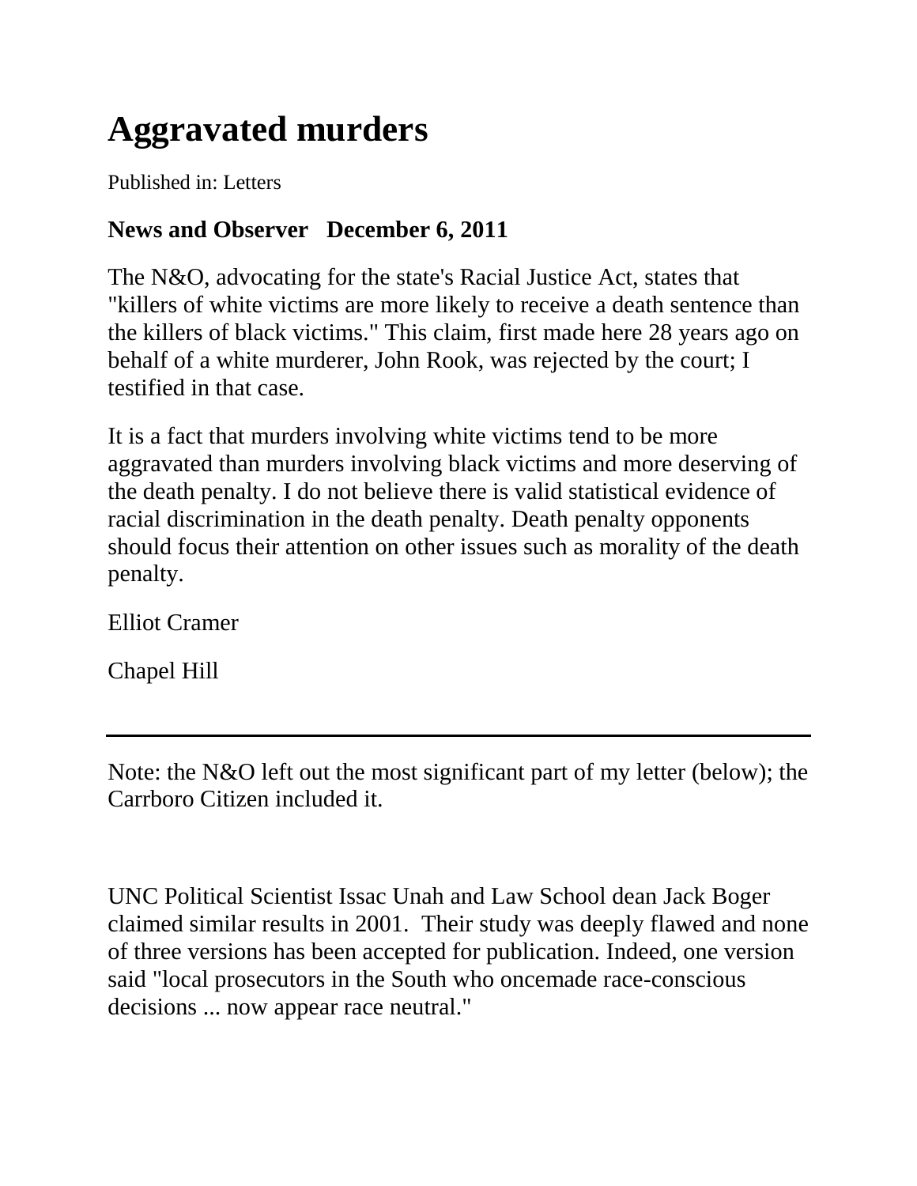# Aggravated murders

Published in: Letters

**News and Observer   December 6, 2011**

The N&O, advocating for the state's Racial Justice Act, states that "killers of white victims are more likely to receive a death sentence than the killers of black victims." This claim, first made here 28 years ago on behalf of a white murderer, John Rook, was rejected by the court; I testified in that case.

It is a fact that murders involving white victims tend to be more aggravated than murders involving black victims and more deserving of the death penalty. I do not believe there is valid statistical evidence of racial discrimination in the death penalty. Death penalty opponents should focus their attention on other issues such as morality of the death penalty.

Elliot Cramer

Chapel Hill

---

Note: the N&O left out the most significant part of my letter (below); the Carrboro Citizen included it.

UNC Political Scientist Issac Unah and Law School dean Jack Boger claimed similar results in 2001. Their study was deeply flawed and none of three versions has been accepted for publication. Indeed, one version said "local prosecutors in the South who oncemade race-conscious decisions ... now appear race neutral."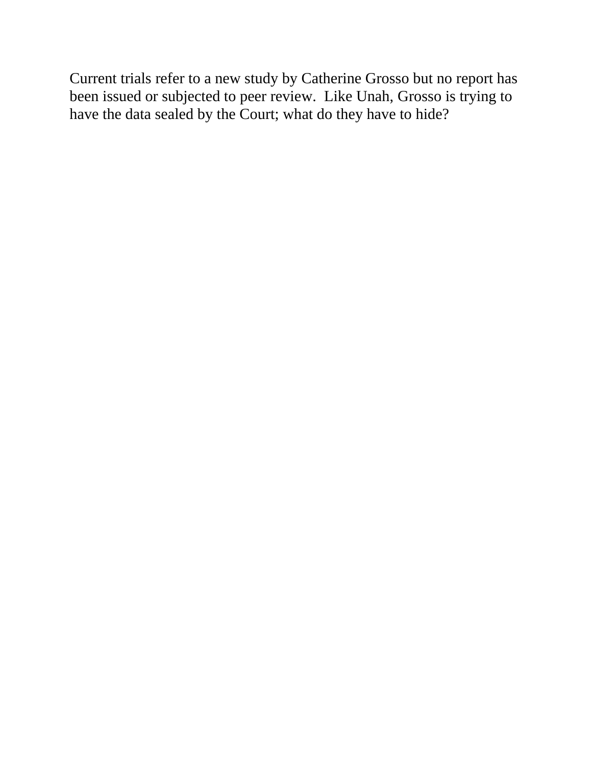Current trials refer to a new study by Catherine Grosso but no report has been issued or subjected to peer review. Like Unah, Grosso is trying to have the data sealed by the Court; what do they have to hide?